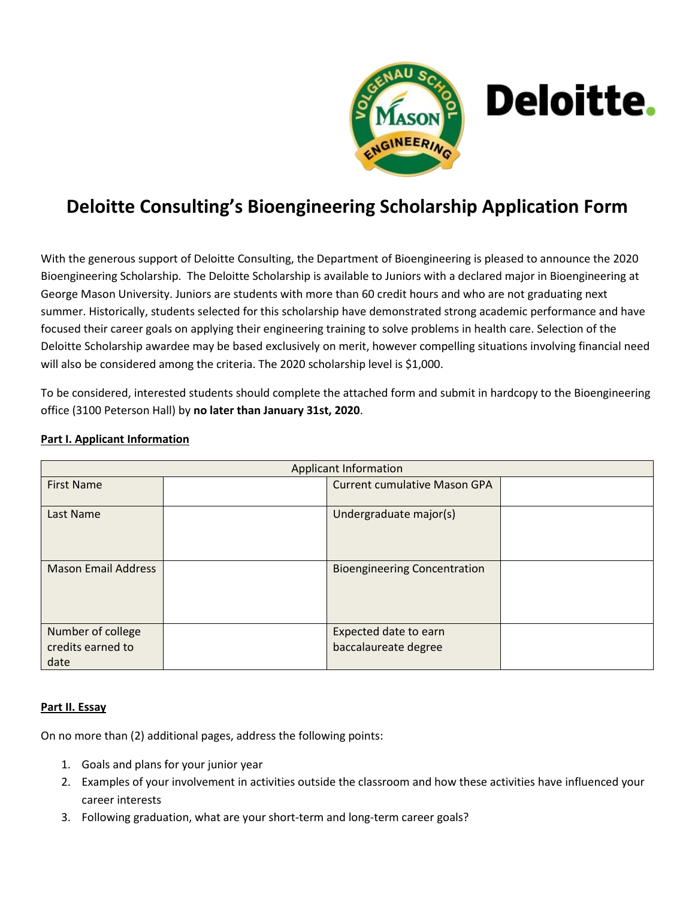# Deloitte Consulting's Bioengineering Scholarship Application Form

With the generous support of Deloitte Consulting, the Department of Bioengineering is pleased to announce the 2020 Bioengineering Scholarship. The Deloitte Scholarship is available to Juniors with a declared major in Bioengineering at George Mason University. Juniors are students with more than 60 credit hours and who are not graduating next summer. Historically, students selected for this scholarship have demonstrated strong academic performance and have focused their career goals on applying their engineering training to solve problems in health care. Selection of the Deloitte Scholarship awardee may be based exclusively on merit, however compelling situations involving financial need will also be considered among the criteria. The 2020 scholarship level is $1,000.

To be considered, interested students should complete the attached form and submit in hardcopy to the Bioengineering office (3100 Peterson Hall) by **no later than January 31st, 2020**.

**Part I. Applicant Information**

| Applicant Information | | | |
|---|---|---|---|
| First Name | | Current cumulative Mason GPA | |
| Last Name | | Undergraduate major(s) | |
| Mason Email Address | | Bioengineering Concentration | |
| Number of college credits earned to date | | Expected date to earn baccalaureate degree | |

**Part II. Essay**

On no more than (2) additional pages, address the following points:

1. Goals and plans for your junior year
2. Examples of your involvement in activities outside the classroom and how these activities have influenced your career interests
3. Following graduation, what are your short-term and long-term career goals?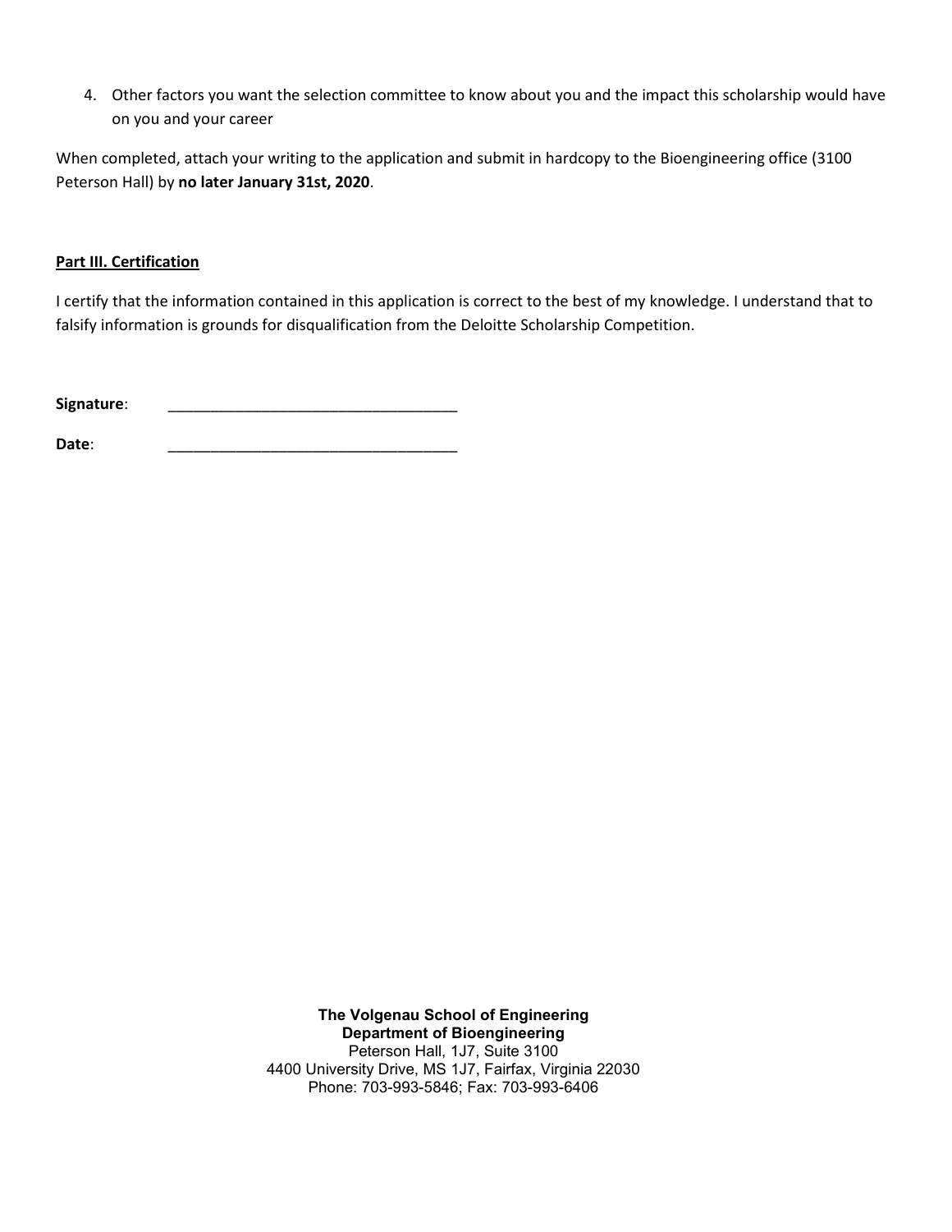4. Other factors you want the selection committee to know about you and the impact this scholarship would have on you and your career

When completed, attach your writing to the application and submit in hardcopy to the Bioengineering office (3100 Peterson Hall) by **no later January 31st, 2020**.

**Part III. Certification**

I certify that the information contained in this application is correct to the best of my knowledge. I understand that to falsify information is grounds for disqualification from the Deloitte Scholarship Competition.

**Signature**: ___________________________________

**Date**: ___________________________________

**The Volgenau School of Engineering**
**Department of Bioengineering**
Peterson Hall, 1J7, Suite 3100
4400 University Drive, MS 1J7, Fairfax, Virginia 22030
Phone: 703-993-5846; Fax: 703-993-6406